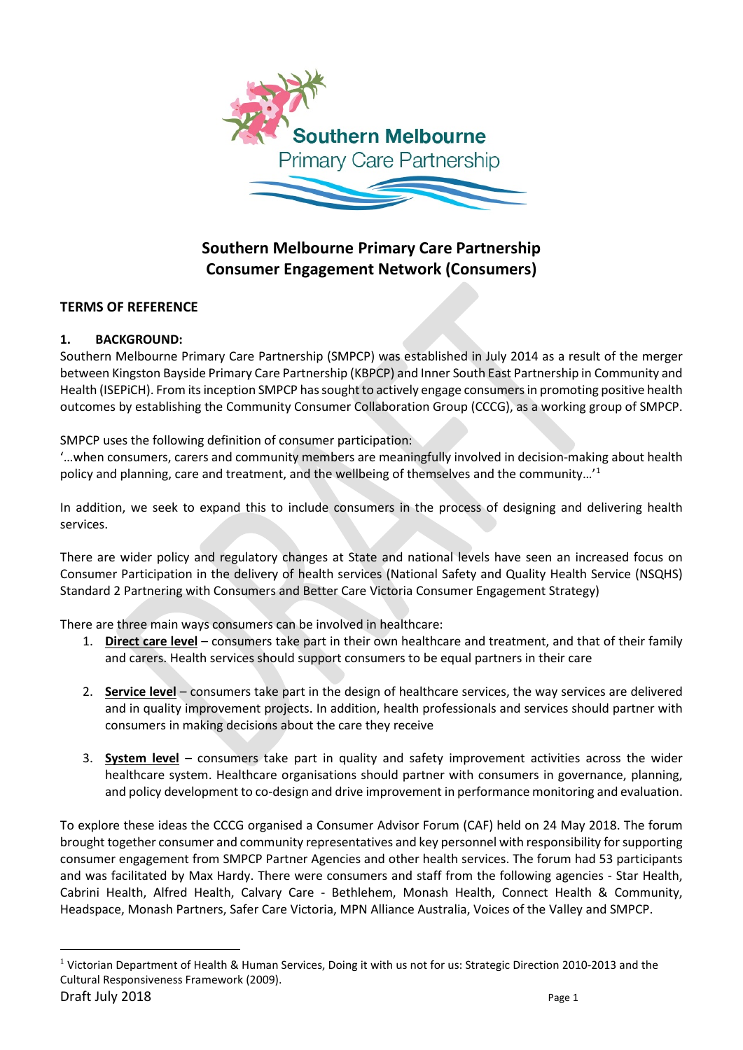# Southern Melbourne Primary Care Partnership
# Consumer Engagement Network (Consumers)

## TERMS OF REFERENCE

### 1. BACKGROUND:

Southern Melbourne Primary Care Partnership (SMPCP) was established in July 2014 as a result of the merger between Kingston Bayside Primary Care Partnership (KBPCP) and Inner South East Partnership in Community and Health (ISEPiCH). From its inception SMPCP has sought to actively engage consumers in promoting positive health outcomes by establishing the Community Consumer Collaboration Group (CCCG), as a working group of SMPCP.

SMPCP uses the following definition of consumer participation:
'…when consumers, carers and community members are meaningfully involved in decision-making about health policy and planning, care and treatment, and the wellbeing of themselves and the community…'[1]

In addition, we seek to expand this to include consumers in the process of designing and delivering health services.

There are wider policy and regulatory changes at State and national levels have seen an increased focus on Consumer Participation in the delivery of health services (National Safety and Quality Health Service (NSQHS) Standard 2 Partnering with Consumers and Better Care Victoria Consumer Engagement Strategy)

There are three main ways consumers can be involved in healthcare:

1. **Direct care level** – consumers take part in their own healthcare and treatment, and that of their family and carers. Health services should support consumers to be equal partners in their care

2. **Service level** – consumers take part in the design of healthcare services, the way services are delivered and in quality improvement projects. In addition, health professionals and services should partner with consumers in making decisions about the care they receive

3. **System level** – consumers take part in quality and safety improvement activities across the wider healthcare system. Healthcare organisations should partner with consumers in governance, planning, and policy development to co-design and drive improvement in performance monitoring and evaluation.

To explore these ideas the CCCG organised a Consumer Advisor Forum (CAF) held on 24 May 2018. The forum brought together consumer and community representatives and key personnel with responsibility for supporting consumer engagement from SMPCP Partner Agencies and other health services. The forum had 53 participants and was facilitated by Max Hardy. There were consumers and staff from the following agencies - Star Health, Cabrini Health, Alfred Health, Calvary Care - Bethlehem, Monash Health, Connect Health & Community, Headspace, Monash Partners, Safer Care Victoria, MPN Alliance Australia, Voices of the Valley and SMPCP.

---

[1] Victorian Department of Health & Human Services, Doing it with us not for us: Strategic Direction 2010-2013 and the Cultural Responsiveness Framework (2009).

Draft July 2018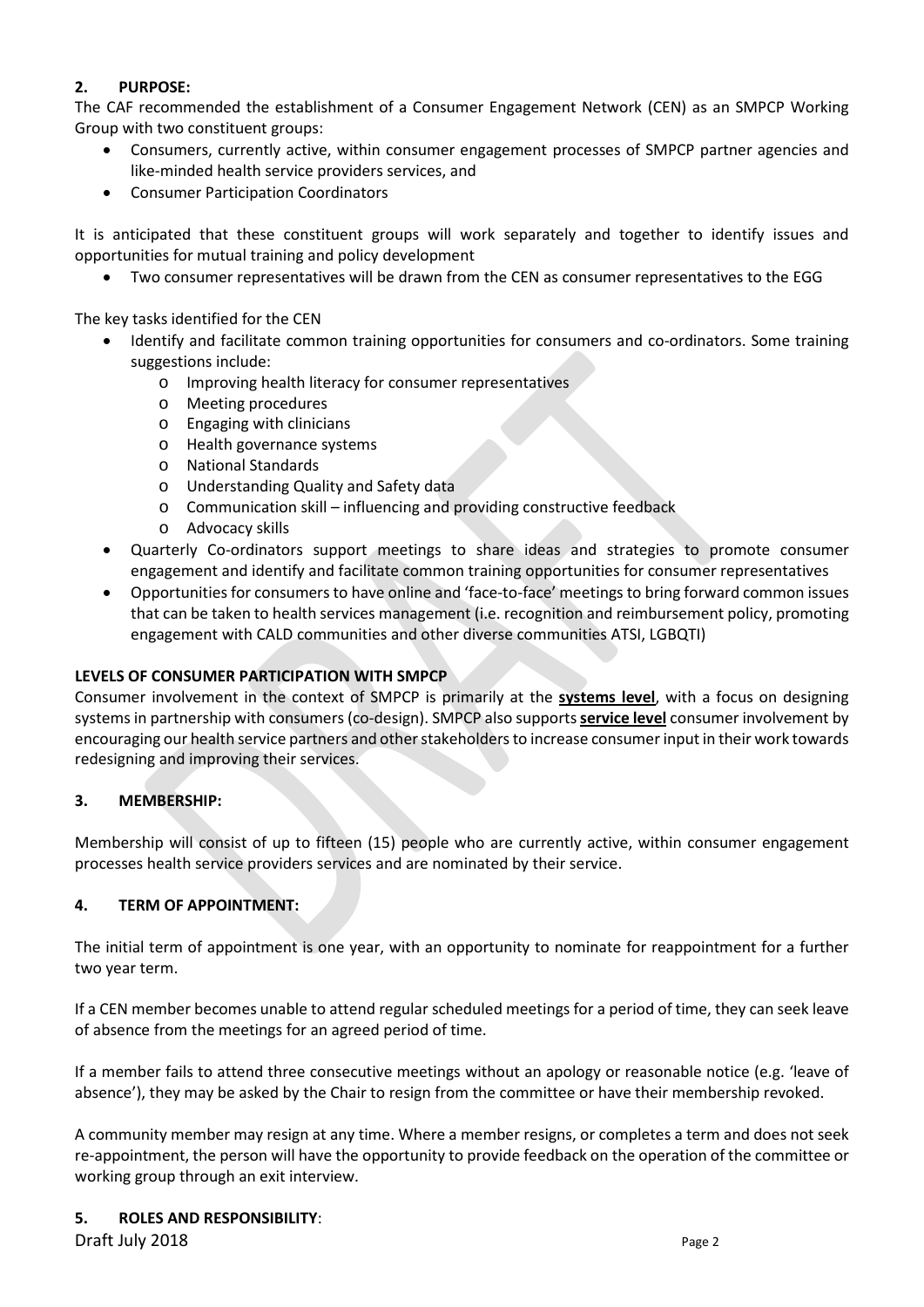## 2. PURPOSE:

The CAF recommended the establishment of a Consumer Engagement Network (CEN) as an SMPCP Working Group with two constituent groups:

- Consumers, currently active, within consumer engagement processes of SMPCP partner agencies and like-minded health service providers services, and
- Consumer Participation Coordinators

It is anticipated that these constituent groups will work separately and together to identify issues and opportunities for mutual training and policy development

- Two consumer representatives will be drawn from the CEN as consumer representatives to the EGG

The key tasks identified for the CEN

- Identify and facilitate common training opportunities for consumers and co-ordinators. Some training suggestions include:
  - Improving health literacy for consumer representatives
  - Meeting procedures
  - Engaging with clinicians
  - Health governance systems
  - National Standards
  - Understanding Quality and Safety data
  - Communication skill – influencing and providing constructive feedback
  - Advocacy skills
- Quarterly Co-ordinators support meetings to share ideas and strategies to promote consumer engagement and identify and facilitate common training opportunities for consumer representatives
- Opportunities for consumers to have online and 'face-to-face' meetings to bring forward common issues that can be taken to health services management (i.e. recognition and reimbursement policy, promoting engagement with CALD communities and other diverse communities ATSI, LGBQTI)

**LEVELS OF CONSUMER PARTICIPATION WITH SMPCP**

Consumer involvement in the context of SMPCP is primarily at the **systems level**, with a focus on designing systems in partnership with consumers (co-design). SMPCP also supports **service level** consumer involvement by encouraging our health service partners and other stakeholders to increase consumer input in their work towards redesigning and improving their services.

## 3. MEMBERSHIP:

Membership will consist of up to fifteen (15) people who are currently active, within consumer engagement processes health service providers services and are nominated by their service.

## 4. TERM OF APPOINTMENT:

The initial term of appointment is one year, with an opportunity to nominate for reappointment for a further two year term.

If a CEN member becomes unable to attend regular scheduled meetings for a period of time, they can seek leave of absence from the meetings for an agreed period of time.

If a member fails to attend three consecutive meetings without an apology or reasonable notice (e.g. 'leave of absence'), they may be asked by the Chair to resign from the committee or have their membership revoked.

A community member may resign at any time. Where a member resigns, or completes a term and does not seek re-appointment, the person will have the opportunity to provide feedback on the operation of the committee or working group through an exit interview.

## 5. ROLES AND RESPONSIBILITY: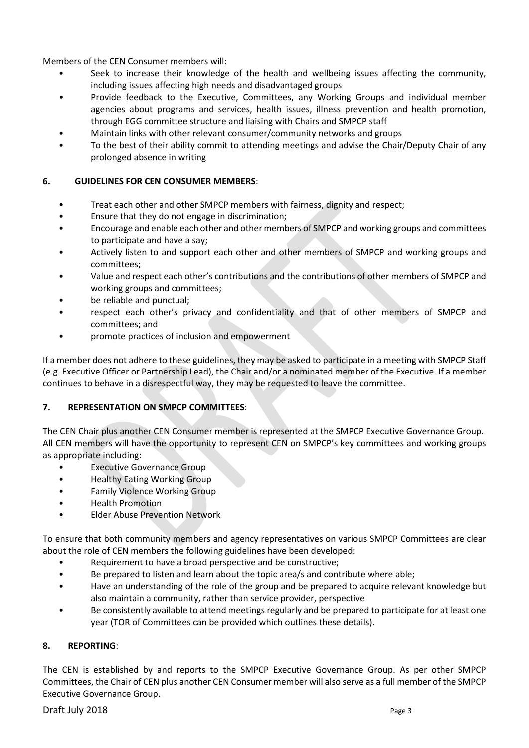Members of the CEN Consumer members will:

- Seek to increase their knowledge of the health and wellbeing issues affecting the community, including issues affecting high needs and disadvantaged groups
- Provide feedback to the Executive, Committees, any Working Groups and individual member agencies about programs and services, health issues, illness prevention and health promotion, through EGG committee structure and liaising with Chairs and SMPCP staff
- Maintain links with other relevant consumer/community networks and groups
- To the best of their ability commit to attending meetings and advise the Chair/Deputy Chair of any prolonged absence in writing

## 6. GUIDELINES FOR CEN CONSUMER MEMBERS:

- Treat each other and other SMPCP members with fairness, dignity and respect;
- Ensure that they do not engage in discrimination;
- Encourage and enable each other and other members of SMPCP and working groups and committees to participate and have a say;
- Actively listen to and support each other and other members of SMPCP and working groups and committees;
- Value and respect each other's contributions and the contributions of other members of SMPCP and working groups and committees;
- be reliable and punctual;
- respect each other's privacy and confidentiality and that of other members of SMPCP and committees; and
- promote practices of inclusion and empowerment

If a member does not adhere to these guidelines, they may be asked to participate in a meeting with SMPCP Staff (e.g. Executive Officer or Partnership Lead), the Chair and/or a nominated member of the Executive. If a member continues to behave in a disrespectful way, they may be requested to leave the committee.

## 7. REPRESENTATION ON SMPCP COMMITTEES:

The CEN Chair plus another CEN Consumer member is represented at the SMPCP Executive Governance Group. All CEN members will have the opportunity to represent CEN on SMPCP's key committees and working groups as appropriate including:

- Executive Governance Group
- Healthy Eating Working Group
- Family Violence Working Group
- Health Promotion
- Elder Abuse Prevention Network

To ensure that both community members and agency representatives on various SMPCP Committees are clear about the role of CEN members the following guidelines have been developed:

- Requirement to have a broad perspective and be constructive;
- Be prepared to listen and learn about the topic area/s and contribute where able;
- Have an understanding of the role of the group and be prepared to acquire relevant knowledge but also maintain a community, rather than service provider, perspective
- Be consistently available to attend meetings regularly and be prepared to participate for at least one year (TOR of Committees can be provided which outlines these details).

## 8. REPORTING:

The CEN is established by and reports to the SMPCP Executive Governance Group. As per other SMPCP Committees, the Chair of CEN plus another CEN Consumer member will also serve as a full member of the SMPCP Executive Governance Group.

Draft July 2018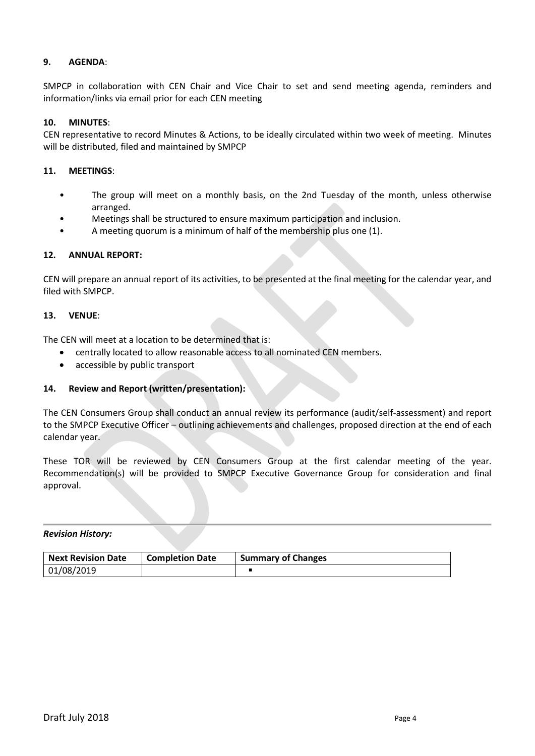**9. AGENDA**:

SMPCP in collaboration with CEN Chair and Vice Chair to set and send meeting agenda, reminders and information/links via email prior for each CEN meeting

**10. MINUTES**:

CEN representative to record Minutes & Actions, to be ideally circulated within two week of meeting. Minutes will be distributed, filed and maintained by SMPCP

**11. MEETINGS**:

- The group will meet on a monthly basis, on the 2nd Tuesday of the month, unless otherwise arranged.
- Meetings shall be structured to ensure maximum participation and inclusion.
- A meeting quorum is a minimum of half of the membership plus one (1).

**12. ANNUAL REPORT:**

CEN will prepare an annual report of its activities, to be presented at the final meeting for the calendar year, and filed with SMPCP.

**13. VENUE**:

The CEN will meet at a location to be determined that is:

- centrally located to allow reasonable access to all nominated CEN members.
- accessible by public transport

**14. Review and Report (written/presentation):**

The CEN Consumers Group shall conduct an annual review its performance (audit/self-assessment) and report to the SMPCP Executive Officer – outlining achievements and challenges, proposed direction at the end of each calendar year.

These TOR will be reviewed by CEN Consumers Group at the first calendar meeting of the year. Recommendation(s) will be provided to SMPCP Executive Governance Group for consideration and final approval.

***Revision History:***

| Next Revision Date | Completion Date | Summary of Changes |
|---|---|---|
| 01/08/2019 | | ▪ |

Draft July 2018